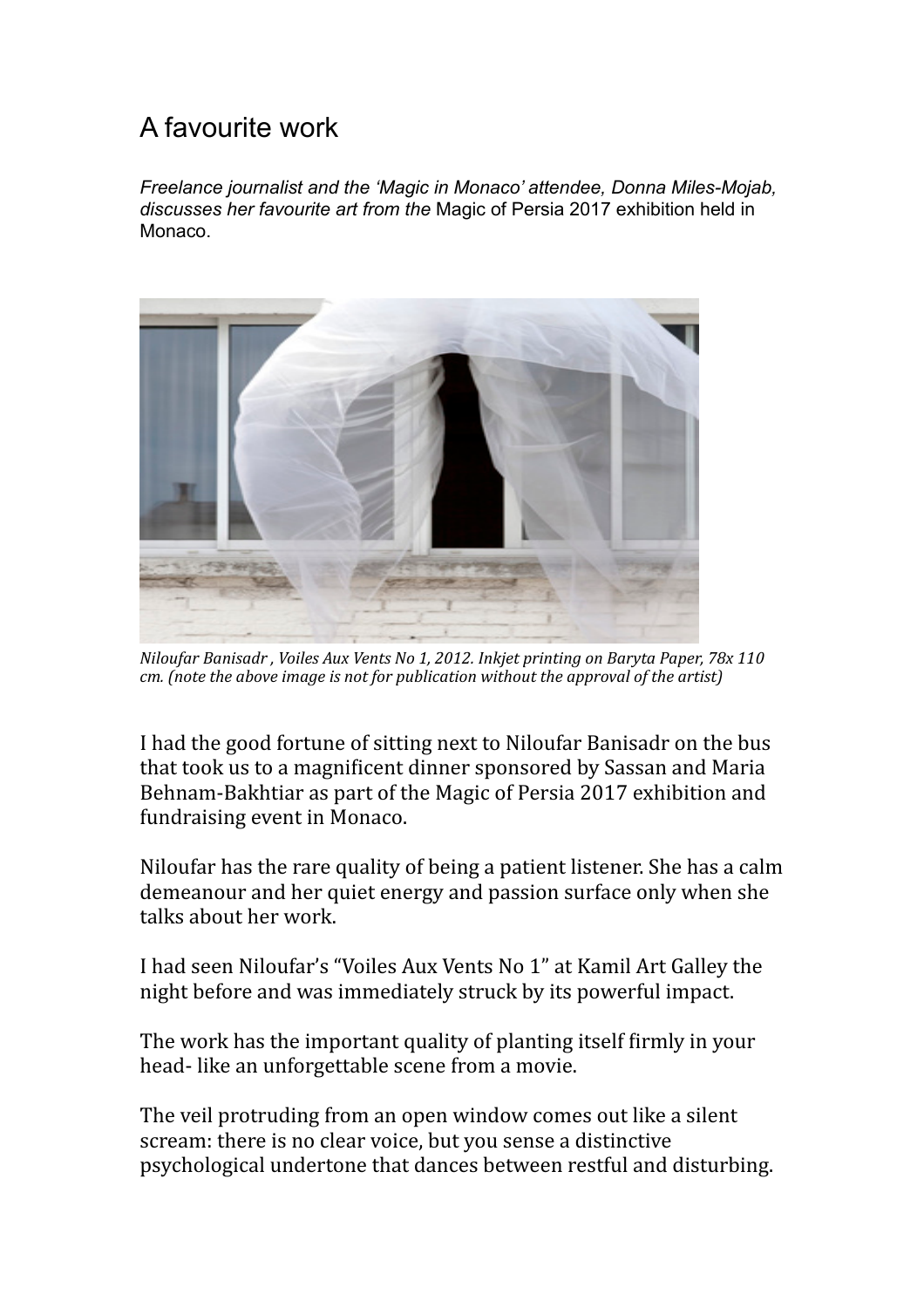# A favourite work

*Freelance journalist and the 'Magic in Monaco' attendee, Donna Miles-Mojab, discusses her favourite art from the* Magic of Persia 2017 exhibition held in Monaco.

*Niloufar Banisadr , Voiles Aux Vents No 1, 2012. Inkjet printing on Baryta Paper, 78x 110 cm. (note the above image is not for publication without the approval of the artist)*

I had the good fortune of sitting next to Niloufar Banisadr on the bus that took us to a magnificent dinner sponsored by Sassan and Maria Behnam-Bakhtiar as part of the Magic of Persia 2017 exhibition and fundraising event in Monaco.

Niloufar has the rare quality of being a patient listener. She has a calm demeanour and her quiet energy and passion surface only when she talks about her work.

I had seen Niloufar's "Voiles Aux Vents No 1" at Kamil Art Galley the night before and was immediately struck by its powerful impact.

The work has the important quality of planting itself firmly in your head- like an unforgettable scene from a movie.

The veil protruding from an open window comes out like a silent scream: there is no clear voice, but you sense a distinctive psychological undertone that dances between restful and disturbing.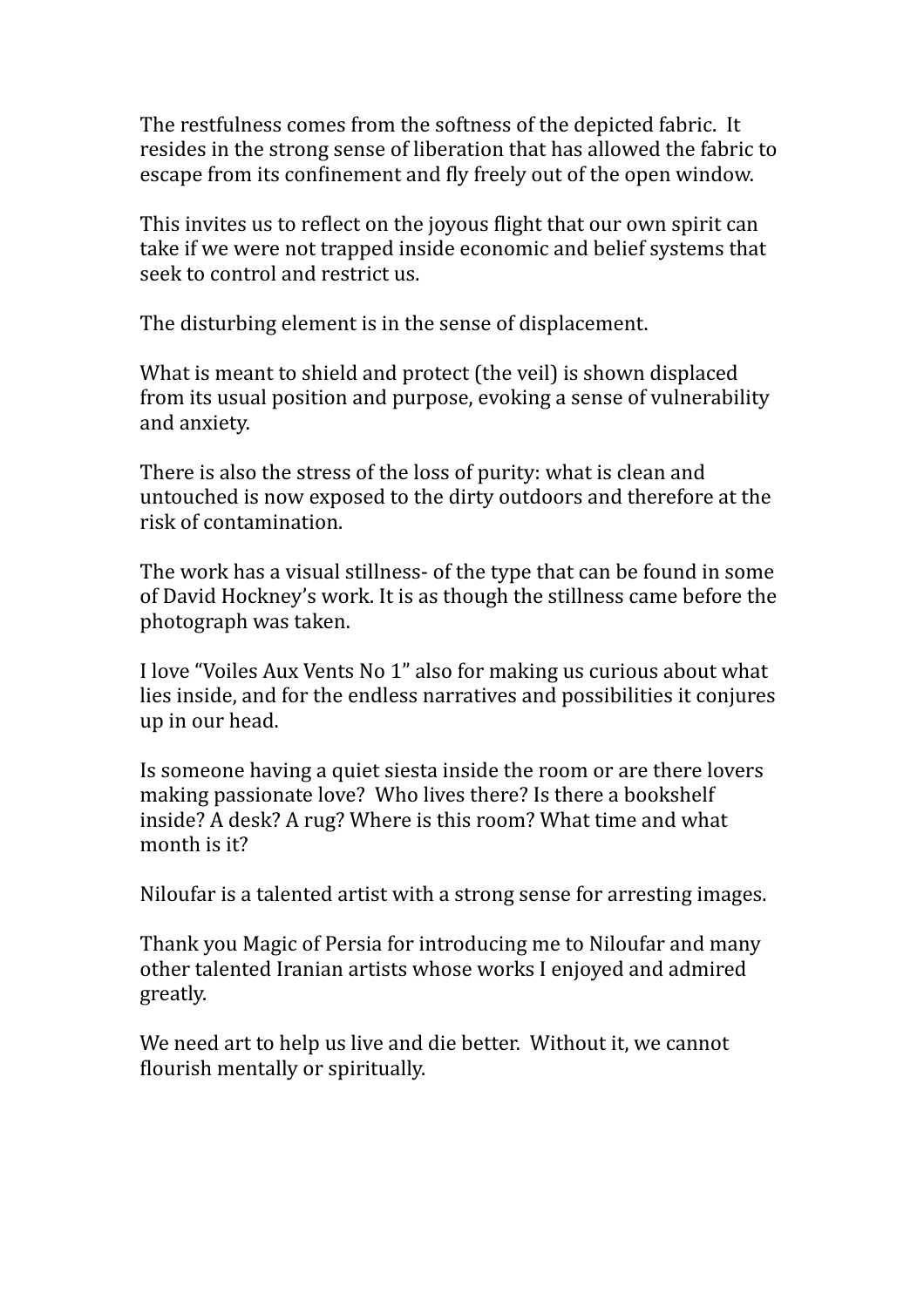The restfulness comes from the softness of the depicted fabric. It resides in the strong sense of liberation that has allowed the fabric to escape from its confinement and fly freely out of the open window.

This invites us to reflect on the joyous flight that our own spirit can take if we were not trapped inside economic and belief systems that seek to control and restrict us.

The disturbing element is in the sense of displacement.

What is meant to shield and protect (the veil) is shown displaced from its usual position and purpose, evoking a sense of vulnerability and anxiety.

There is also the stress of the loss of purity: what is clean and untouched is now exposed to the dirty outdoors and therefore at the risk of contamination.

The work has a visual stillness- of the type that can be found in some of David Hockney's work. It is as though the stillness came before the photograph was taken.

I love "Voiles Aux Vents No 1" also for making us curious about what lies inside, and for the endless narratives and possibilities it conjures up in our head.

Is someone having a quiet siesta inside the room or are there lovers making passionate love? Who lives there? Is there a bookshelf inside? A desk? A rug? Where is this room? What time and what month is it?

Niloufar is a talented artist with a strong sense for arresting images.

Thank you Magic of Persia for introducing me to Niloufar and many other talented Iranian artists whose works I enjoyed and admired greatly.

We need art to help us live and die better. Without it, we cannot flourish mentally or spiritually.